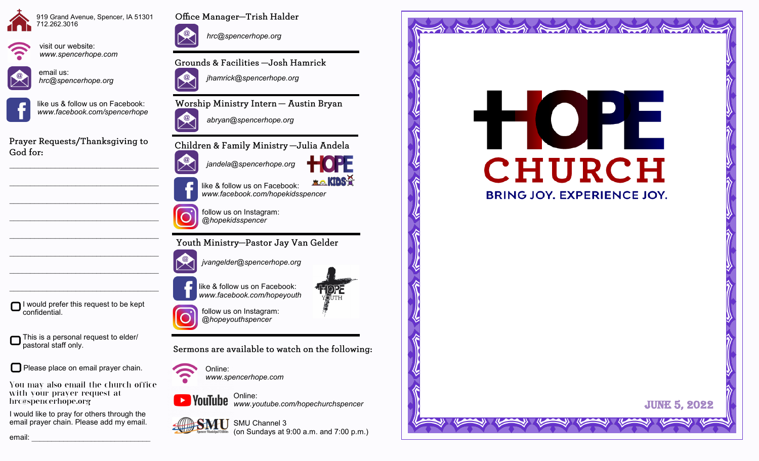919 Grand Avenue, Spencer, IA 51301
712.262.3016

visit our website:
*www.spencerhope.com*

email us:
*hrc@spencerhope.org*

like us & follow us on Facebook:
*www.facebook.com/spencerhope*

Prayer Requests/Thanksgiving to God for:

______________________________

______________________________

______________________________

______________________________

______________________________

______________________________

______________________________

______________________________

☐ I would prefer this request to be kept confidential.

☐ This is a personal request to elder/ pastoral staff only.

☐ Please place on email prayer chain.

You may also email the church office with your prayer request at hrc@spencerhope.org

I would like to pray for others through the email prayer chain. Please add my email.

email: ______________________________

## Office Manager—Trish Halder

*hrc@spencerhope.org*

## Grounds & Facilities —Josh Hamrick

*jhamrick@spencerhope.org*

## Worship Ministry Intern— Austin Bryan

*abryan@spencerhope.org*

## Children & Family Ministry —Julia Andela

*jandela@spencerhope.org*

like & follow us on Facebook:
*www.facebook.com/hopekidsspencer*

follow us on Instagram:
*@hopekidsspencer*

## Youth Ministry—Pastor Jay Van Gelder

*jvangelder@spencerhope.org*

like & follow us on Facebook:
*www.facebook.com/hopeyouth*

follow us on Instagram:
*@hopeyouthspencer*

## Sermons are available to watch on the following:

Online:
*www.spencerhope.com*

Online:
*www.youtube.com/hopechurchspencer*

SMU Channel 3
(on Sundays at 9:00 a.m. and 7:00 p.m.)

# HOPE CHURCH

BRING JOY. EXPERIENCE JOY.

JUNE 5, 2022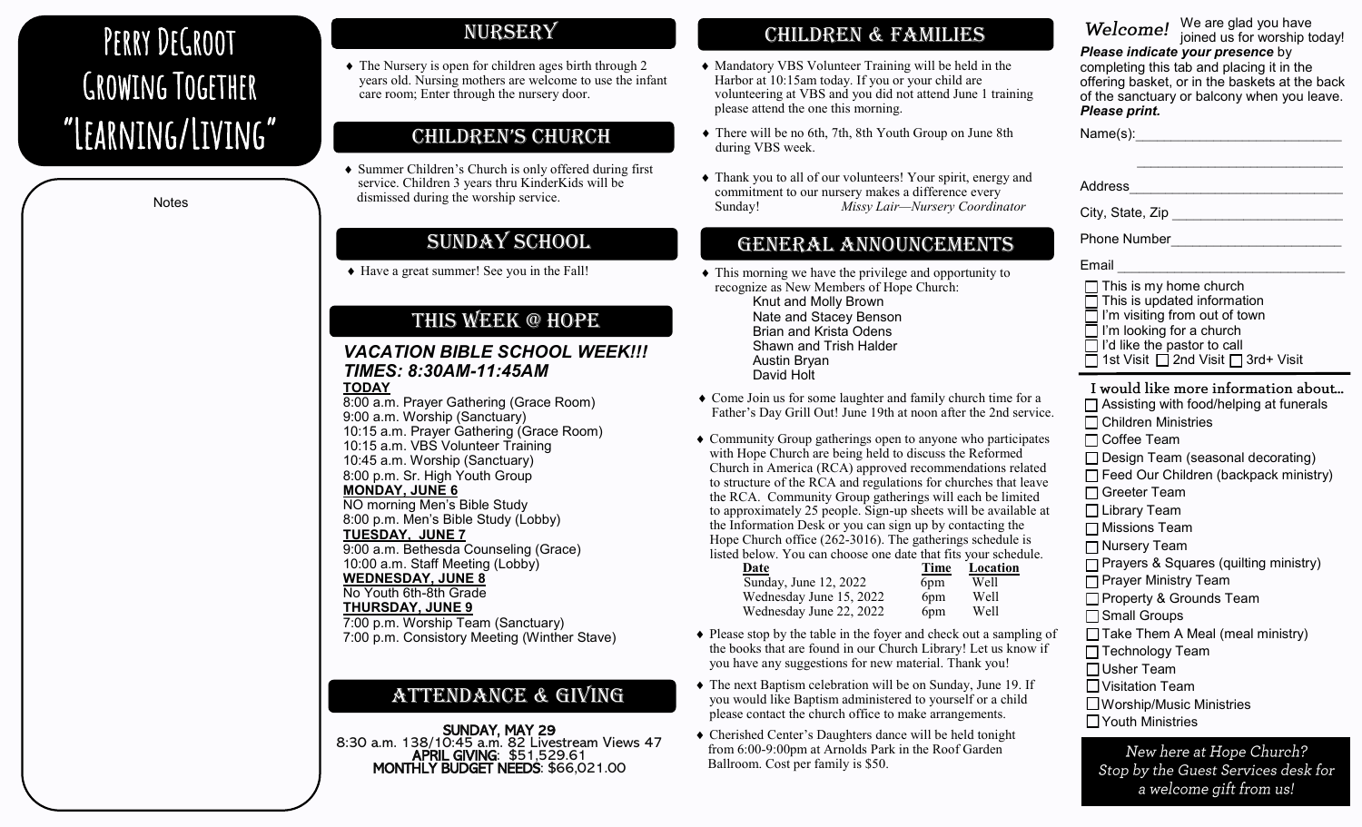# Perry DeGroot Growing Together "Learning/Living"

Notes

## Nursery

- The Nursery is open for children ages birth through 2 years old. Nursing mothers are welcome to use the infant care room; Enter through the nursery door.

## Children's Church

- Summer Children's Church is only offered during first service. Children 3 years thru KinderKids will be dismissed during the worship service.

## Sunday School

- Have a great summer! See you in the Fall!

## This Week @ Hope

***VACATION BIBLE SCHOOL WEEK!!!***
***TIMES: 8:30AM-11:45AM***

**TODAY**
8:00 a.m. Prayer Gathering (Grace Room)
9:00 a.m. Worship (Sanctuary)
10:15 a.m. Prayer Gathering (Grace Room)
10:15 a.m. VBS Volunteer Training
10:45 a.m. Worship (Sanctuary)
8:00 p.m. Sr. High Youth Group

**MONDAY, JUNE 6**
NO morning Men's Bible Study
8:00 p.m. Men's Bible Study (Lobby)

**TUESDAY, JUNE 7**
9:00 a.m. Bethesda Counseling (Grace)
10:00 a.m. Staff Meeting (Lobby)

**WEDNESDAY, JUNE 8**
No Youth 6th-8th Grade

**THURSDAY, JUNE 9**
7:00 p.m. Worship Team (Sanctuary)
7:00 p.m. Consistory Meeting (Winther Stave)

## Attendance & Giving

**SUNDAY, MAY 29**
8:30 a.m. 138/10:45 a.m. 82 Livestream Views 47
**APRIL GIVING**: $51,529.61
**MONTHLY BUDGET NEEDS**: $66,021.00

## Children & Families

- Mandatory VBS Volunteer Training will be held in the Harbor at 10:15am today. If you or your child are volunteering at VBS and you did not attend June 1 training please attend the one this morning.
- There will be no 6th, 7th, 8th Youth Group on June 8th during VBS week.
- Thank you to all of our volunteers! Your spirit, energy and commitment to our nursery makes a difference every Sunday! *Missy Lair—Nursery Coordinator*

## General Announcements

- This morning we have the privilege and opportunity to recognize as New Members of Hope Church:
  - Knut and Molly Brown
  - Nate and Stacey Benson
  - Brian and Krista Odens
  - Shawn and Trish Halder
  - Austin Bryan
  - David Holt
- Come Join us for some laughter and family church time for a Father's Day Grill Out! June 19th at noon after the 2nd service.
- Community Group gatherings open to anyone who participates with Hope Church are being held to discuss the Reformed Church in America (RCA) approved recommendations related to structure of the RCA and regulations for churches that leave the RCA. Community Group gatherings will each be limited to approximately 25 people. Sign-up sheets will be available at the Information Desk or you can sign up by contacting the Hope Church office (262-3016). The gatherings schedule is listed below. You can choose one date that fits your schedule.

| Date | Time | Location |
|---|---|---|
| Sunday, June 12, 2022 | 6pm | Well |
| Wednesday June 15, 2022 | 6pm | Well |
| Wednesday June 22, 2022 | 6pm | Well |

- Please stop by the table in the foyer and check out a sampling of the books that are found in our Church Library! Let us know if you have any suggestions for new material. Thank you!
- The next Baptism celebration will be on Sunday, June 19. If you would like Baptism administered to yourself or a child please contact the church office to make arrangements.
- Cherished Center's Daughters dance will be held tonight from 6:00-9:00pm at Arnolds Park in the Roof Garden Ballroom. Cost per family is $50.

***Welcome!*** We are glad you have joined us for worship today!

***Please indicate your presence*** by completing this tab and placing it in the offering basket, or in the baskets at the back of the sanctuary or balcony when you leave. ***Please print.***

Name(s):______________________________
______________________________
Address______________________________
City, State, Zip ______________________
Phone Number______________________
Email ______________________________

- ☐ This is my home church
- ☐ This is updated information
- ☐ I'm visiting from out of town
- ☐ I'm looking for a church
- ☐ I'd like the pastor to call
- ☐ 1st Visit ☐ 2nd Visit ☐ 3rd+ Visit

**I would like more information about...**

- ☐ Assisting with food/helping at funerals
- ☐ Children Ministries
- ☐ Coffee Team
- ☐ Design Team (seasonal decorating)
- ☐ Feed Our Children (backpack ministry)
- ☐ Greeter Team
- ☐ Library Team
- ☐ Missions Team
- ☐ Nursery Team
- ☐ Prayers & Squares (quilting ministry)
- ☐ Prayer Ministry Team
- ☐ Property & Grounds Team
- ☐ Small Groups
- ☐ Take Them A Meal (meal ministry)
- ☐ Technology Team
- ☐ Usher Team
- ☐ Visitation Team
- ☐ Worship/Music Ministries
- ☐ Youth Ministries

*New here at Hope Church? Stop by the Guest Services desk for a welcome gift from us!*